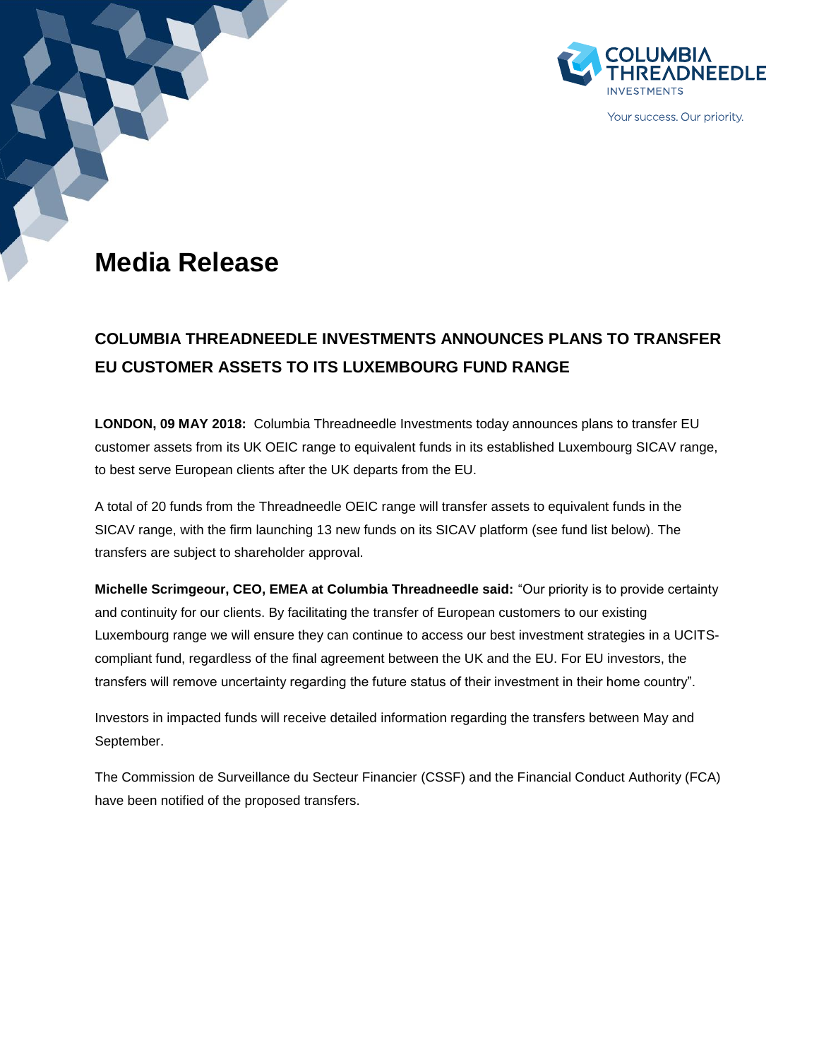# Media Release

## COLUMBIA THREADNEEDLE INVESTMENTS ANNOUNCES PLANS TO TRANSFER EU CUSTOMER ASSETS TO ITS LUXEMBOURG FUND RANGE

**LONDON, 09 MAY 2018:** Columbia Threadneedle Investments today announces plans to transfer EU customer assets from its UK OEIC range to equivalent funds in its established Luxembourg SICAV range, to best serve European clients after the UK departs from the EU.

A total of 20 funds from the Threadneedle OEIC range will transfer assets to equivalent funds in the SICAV range, with the firm launching 13 new funds on its SICAV platform (see fund list below). The transfers are subject to shareholder approval.

**Michelle Scrimgeour, CEO, EMEA at Columbia Threadneedle said:** "Our priority is to provide certainty and continuity for our clients. By facilitating the transfer of European customers to our existing Luxembourg range we will ensure they can continue to access our best investment strategies in a UCITS-compliant fund, regardless of the final agreement between the UK and the EU. For EU investors, the transfers will remove uncertainty regarding the future status of their investment in their home country".

Investors in impacted funds will receive detailed information regarding the transfers between May and September.

The Commission de Surveillance du Secteur Financier (CSSF) and the Financial Conduct Authority (FCA) have been notified of the proposed transfers.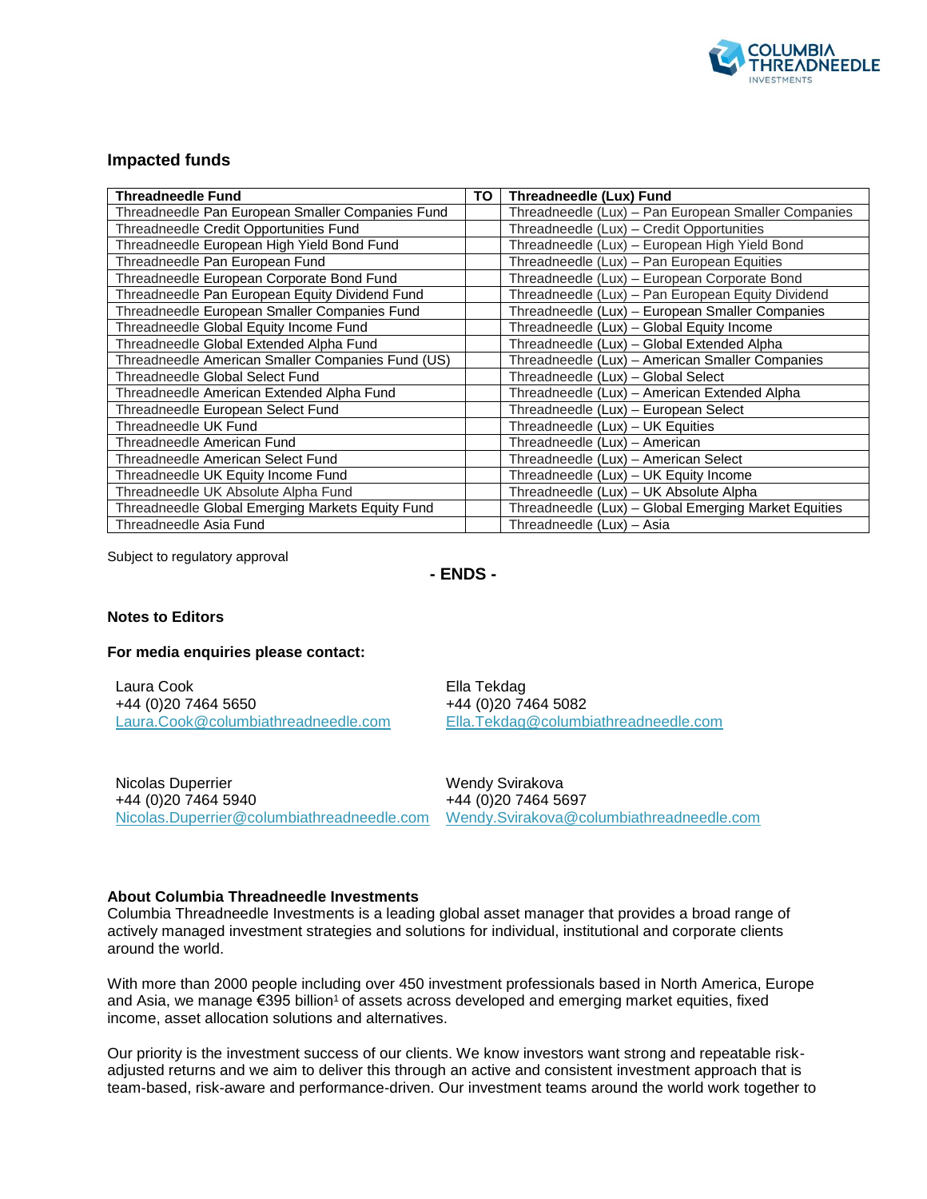### Impacted funds

| Threadneedle Fund | TO | Threadneedle (Lux) Fund |
|---|---|---|
| Threadneedle Pan European Smaller Companies Fund | | Threadneedle (Lux) – Pan European Smaller Companies |
| Threadneedle Credit Opportunities Fund | | Threadneedle (Lux) – Credit Opportunities |
| Threadneedle European High Yield Bond Fund | | Threadneedle (Lux) – European High Yield Bond |
| Threadneedle Pan European Fund | | Threadneedle (Lux) – Pan European Equities |
| Threadneedle European Corporate Bond Fund | | Threadneedle (Lux) – European Corporate Bond |
| Threadneedle Pan European Equity Dividend Fund | | Threadneedle (Lux) – Pan European Equity Dividend |
| Threadneedle European Smaller Companies Fund | | Threadneedle (Lux) – European Smaller Companies |
| Threadneedle Global Equity Income Fund | | Threadneedle (Lux) – Global Equity Income |
| Threadneedle Global Extended Alpha Fund | | Threadneedle (Lux) – Global Extended Alpha |
| Threadneedle American Smaller Companies Fund (US) | | Threadneedle (Lux) – American Smaller Companies |
| Threadneedle Global Select Fund | | Threadneedle (Lux) – Global Select |
| Threadneedle American Extended Alpha Fund | | Threadneedle (Lux) – American Extended Alpha |
| Threadneedle European Select Fund | | Threadneedle (Lux) – European Select |
| Threadneedle UK Fund | | Threadneedle (Lux) – UK Equities |
| Threadneedle American Fund | | Threadneedle (Lux) – American |
| Threadneedle American Select Fund | | Threadneedle (Lux) – American Select |
| Threadneedle UK Equity Income Fund | | Threadneedle (Lux) – UK Equity Income |
| Threadneedle UK Absolute Alpha Fund | | Threadneedle (Lux) – UK Absolute Alpha |
| Threadneedle Global Emerging Markets Equity Fund | | Threadneedle (Lux) – Global Emerging Market Equities |
| Threadneedle Asia Fund | | Threadneedle (Lux) – Asia |

Subject to regulatory approval

**- ENDS -**

### Notes to Editors

**For media enquiries please contact:**

Laura Cook
+44 (0)20 7464 5650
Laura.Cook@columbiathreadneedle.com

Ella Tekdag
+44 (0)20 7464 5082
Ella.Tekdag@columbiathreadneedle.com

Nicolas Duperrier
+44 (0)20 7464 5940
Nicolas.Duperrier@columbiathreadneedle.com

Wendy Svirakova
+44 (0)20 7464 5697
Wendy.Svirakova@columbiathreadneedle.com

**About Columbia Threadneedle Investments**

Columbia Threadneedle Investments is a leading global asset manager that provides a broad range of actively managed investment strategies and solutions for individual, institutional and corporate clients around the world.

With more than 2000 people including over 450 investment professionals based in North America, Europe and Asia, we manage €395 billion[1] of assets across developed and emerging market equities, fixed income, asset allocation solutions and alternatives.

Our priority is the investment success of our clients. We know investors want strong and repeatable risk-adjusted returns and we aim to deliver this through an active and consistent investment approach that is team-based, risk-aware and performance-driven. Our investment teams around the world work together to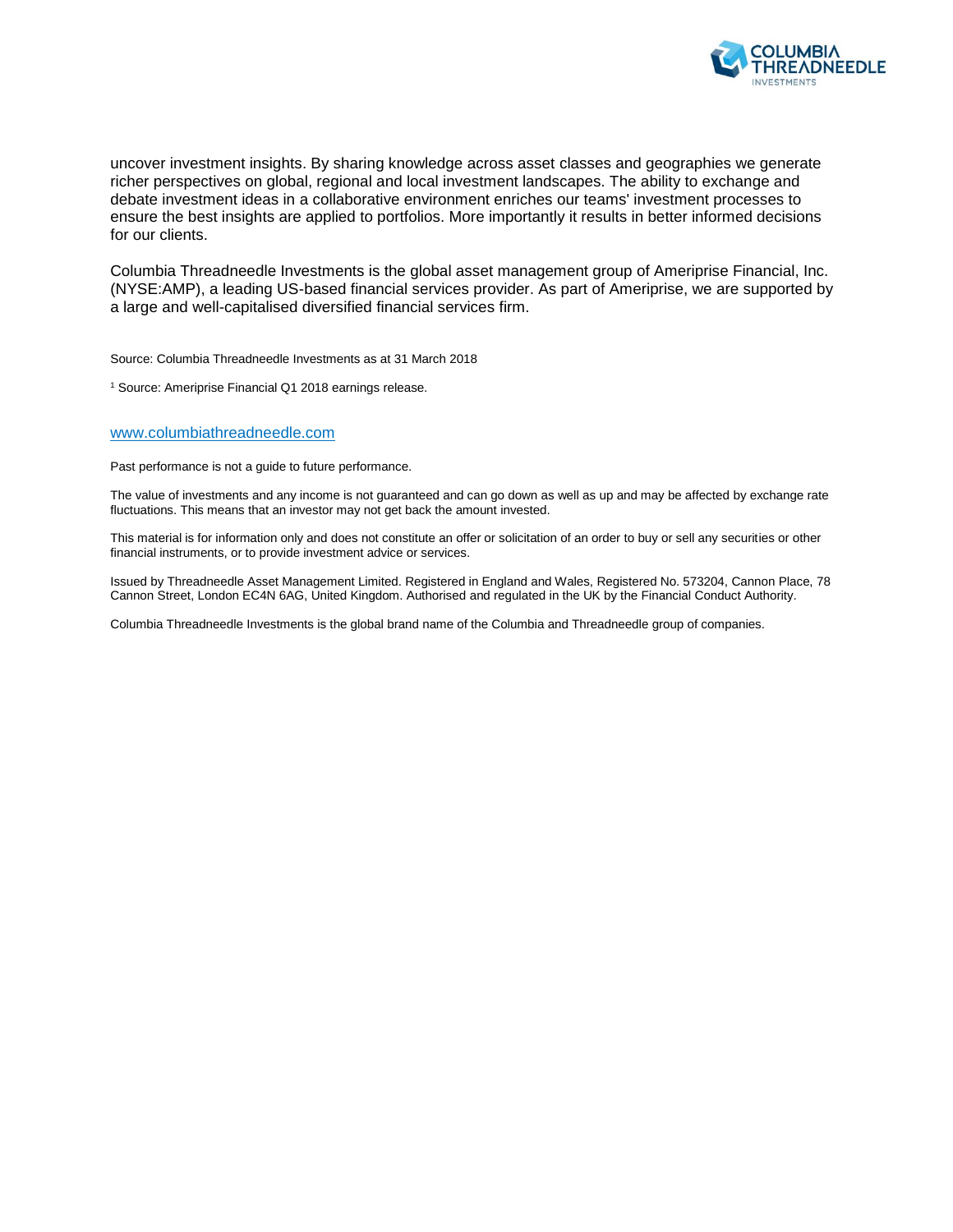uncover investment insights. By sharing knowledge across asset classes and geographies we generate richer perspectives on global, regional and local investment landscapes. The ability to exchange and debate investment ideas in a collaborative environment enriches our teams' investment processes to ensure the best insights are applied to portfolios. More importantly it results in better informed decisions for our clients.

Columbia Threadneedle Investments is the global asset management group of Ameriprise Financial, Inc. (NYSE:AMP), a leading US-based financial services provider. As part of Ameriprise, we are supported by a large and well-capitalised diversified financial services firm.

Source: Columbia Threadneedle Investments as at 31 March 2018

[1] Source: Ameriprise Financial Q1 2018 earnings release.

www.columbiathreadneedle.com

Past performance is not a guide to future performance.

The value of investments and any income is not guaranteed and can go down as well as up and may be affected by exchange rate fluctuations. This means that an investor may not get back the amount invested.

This material is for information only and does not constitute an offer or solicitation of an order to buy or sell any securities or other financial instruments, or to provide investment advice or services.

Issued by Threadneedle Asset Management Limited. Registered in England and Wales, Registered No. 573204, Cannon Place, 78 Cannon Street, London EC4N 6AG, United Kingdom. Authorised and regulated in the UK by the Financial Conduct Authority.

Columbia Threadneedle Investments is the global brand name of the Columbia and Threadneedle group of companies.